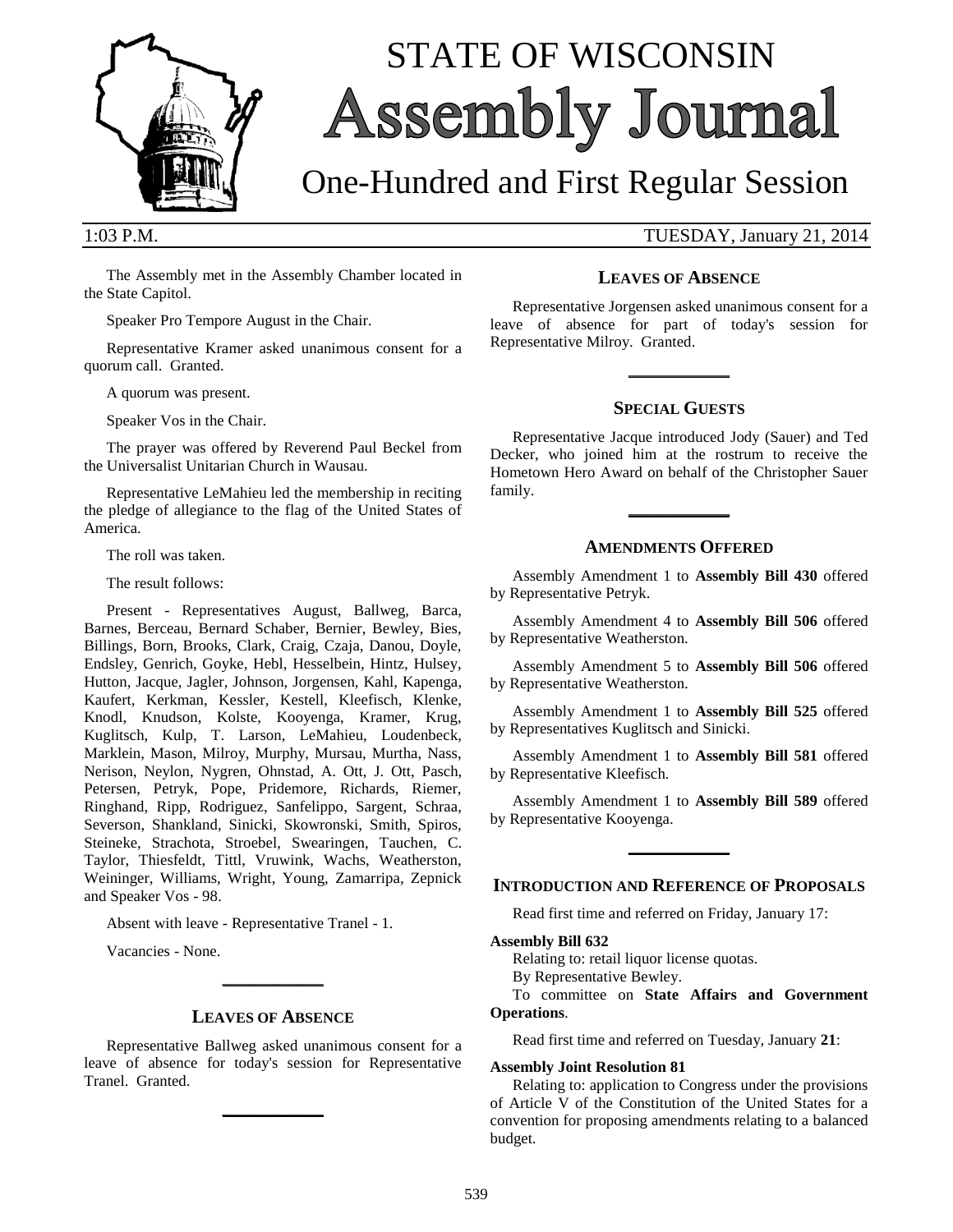# STATE OF WISCONSIN Assembly Journal

## One-Hundred and First Regular Session

1:03 P.M. TUESDAY, January 21, 2014

The Assembly met in the Assembly Chamber located in the State Capitol.

Speaker Pro Tempore August in the Chair.

Representative Kramer asked unanimous consent for a quorum call. Granted.

A quorum was present.

Speaker Vos in the Chair.

The prayer was offered by Reverend Paul Beckel from the Universalist Unitarian Church in Wausau.

Representative LeMahieu led the membership in reciting the pledge of allegiance to the flag of the United States of America.

The roll was taken.

The result follows:

Present - Representatives August, Ballweg, Barca, Barnes, Berceau, Bernard Schaber, Bernier, Bewley, Bies, Billings, Born, Brooks, Clark, Craig, Czaja, Danou, Doyle, Endsley, Genrich, Goyke, Hebl, Hesselbein, Hintz, Hulsey, Hutton, Jacque, Jagler, Johnson, Jorgensen, Kahl, Kapenga, Kaufert, Kerkman, Kessler, Kestell, Kleefisch, Klenke, Knodl, Knudson, Kolste, Kooyenga, Kramer, Krug, Kuglitsch, Kulp, T. Larson, LeMahieu, Loudenbeck, Marklein, Mason, Milroy, Murphy, Mursau, Murtha, Nass, Nerison, Neylon, Nygren, Ohnstad, A. Ott, J. Ott, Pasch, Petersen, Petryk, Pope, Pridemore, Richards, Riemer, Ringhand, Ripp, Rodriguez, Sanfelippo, Sargent, Schraa, Severson, Shankland, Sinicki, Skowronski, Smith, Spiros, Steineke, Strachota, Stroebel, Swearingen, Tauchen, C. Taylor, Thiesfeldt, Tittl, Vruwink, Wachs, Weatherston, Weininger, Williams, Wright, Young, Zamarripa, Zepnick and Speaker Vos - 98.

Absent with leave - Representative Tranel - 1.

Vacancies - None.

---

### LEAVES OF ABSENCE

Representative Ballweg asked unanimous consent for a leave of absence for today's session for Representative Tranel. Granted.

---

### LEAVES OF ABSENCE

Representative Jorgensen asked unanimous consent for a leave of absence for part of today's session for Representative Milroy. Granted.

---

### SPECIAL GUESTS

Representative Jacque introduced Jody (Sauer) and Ted Decker, who joined him at the rostrum to receive the Hometown Hero Award on behalf of the Christopher Sauer family.

---

### AMENDMENTS OFFERED

Assembly Amendment 1 to **Assembly Bill 430** offered by Representative Petryk.

Assembly Amendment 4 to **Assembly Bill 506** offered by Representative Weatherston.

Assembly Amendment 5 to **Assembly Bill 506** offered by Representative Weatherston.

Assembly Amendment 1 to **Assembly Bill 525** offered by Representatives Kuglitsch and Sinicki.

Assembly Amendment 1 to **Assembly Bill 581** offered by Representative Kleefisch.

Assembly Amendment 1 to **Assembly Bill 589** offered by Representative Kooyenga.

---

### INTRODUCTION AND REFERENCE OF PROPOSALS

Read first time and referred on Friday, January 17:

**Assembly Bill 632**

Relating to: retail liquor license quotas.

By Representative Bewley.

To committee on **State Affairs and Government Operations**.

Read first time and referred on Tuesday, January **21**:

**Assembly Joint Resolution 81**

Relating to: application to Congress under the provisions of Article V of the Constitution of the United States for a convention for proposing amendments relating to a balanced budget.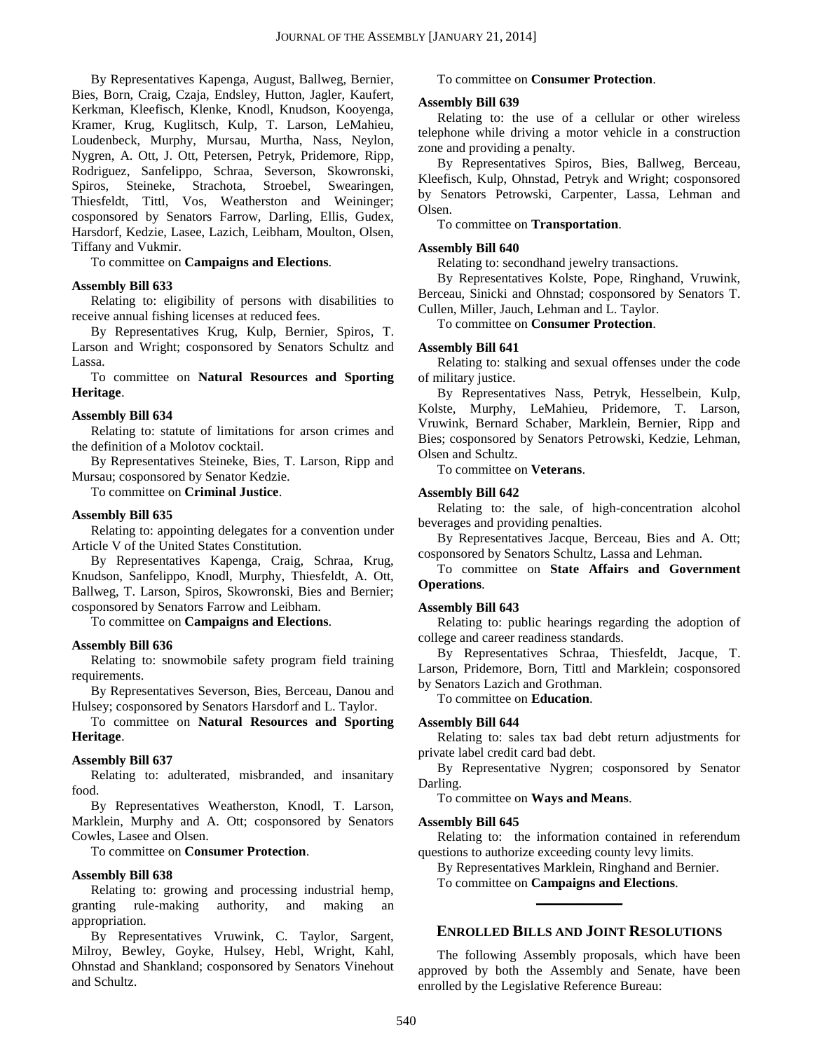By Representatives Kapenga, August, Ballweg, Bernier, Bies, Born, Craig, Czaja, Endsley, Hutton, Jagler, Kaufert, Kerkman, Kleefisch, Klenke, Knodl, Knudson, Kooyenga, Kramer, Krug, Kuglitsch, Kulp, T. Larson, LeMahieu, Loudenbeck, Murphy, Mursau, Murtha, Nass, Neylon, Nygren, A. Ott, J. Ott, Petersen, Petryk, Pridemore, Ripp, Rodriguez, Sanfelippo, Schraa, Severson, Skowronski, Spiros, Steineke, Strachota, Stroebel, Swearingen, Thiesfeldt, Tittl, Vos, Weatherston and Weininger; cosponsored by Senators Farrow, Darling, Ellis, Gudex, Harsdorf, Kedzie, Lasee, Lazich, Leibham, Moulton, Olsen, Tiffany and Vukmir.

To committee on **Campaigns and Elections**.

**Assembly Bill 633**

Relating to: eligibility of persons with disabilities to receive annual fishing licenses at reduced fees.

By Representatives Krug, Kulp, Bernier, Spiros, T. Larson and Wright; cosponsored by Senators Schultz and Lassa.

To committee on **Natural Resources and Sporting Heritage**.

**Assembly Bill 634**

Relating to: statute of limitations for arson crimes and the definition of a Molotov cocktail.

By Representatives Steineke, Bies, T. Larson, Ripp and Mursau; cosponsored by Senator Kedzie.

To committee on **Criminal Justice**.

**Assembly Bill 635**

Relating to: appointing delegates for a convention under Article V of the United States Constitution.

By Representatives Kapenga, Craig, Schraa, Krug, Knudson, Sanfelippo, Knodl, Murphy, Thiesfeldt, A. Ott, Ballweg, T. Larson, Spiros, Skowronski, Bies and Bernier; cosponsored by Senators Farrow and Leibham.

To committee on **Campaigns and Elections**.

**Assembly Bill 636**

Relating to: snowmobile safety program field training requirements.

By Representatives Severson, Bies, Berceau, Danou and Hulsey; cosponsored by Senators Harsdorf and L. Taylor.

To committee on **Natural Resources and Sporting Heritage**.

**Assembly Bill 637**

Relating to: adulterated, misbranded, and insanitary food.

By Representatives Weatherston, Knodl, T. Larson, Marklein, Murphy and A. Ott; cosponsored by Senators Cowles, Lasee and Olsen.

To committee on **Consumer Protection**.

**Assembly Bill 638**

Relating to: growing and processing industrial hemp, granting rule-making authority, and making an appropriation.

By Representatives Vruwink, C. Taylor, Sargent, Milroy, Bewley, Goyke, Hulsey, Hebl, Wright, Kahl, Ohnstad and Shankland; cosponsored by Senators Vinehout and Schultz.

To committee on **Consumer Protection**.

**Assembly Bill 639**

Relating to: the use of a cellular or other wireless telephone while driving a motor vehicle in a construction zone and providing a penalty.

By Representatives Spiros, Bies, Ballweg, Berceau, Kleefisch, Kulp, Ohnstad, Petryk and Wright; cosponsored by Senators Petrowski, Carpenter, Lassa, Lehman and Olsen.

To committee on **Transportation**.

**Assembly Bill 640**

Relating to: secondhand jewelry transactions.

By Representatives Kolste, Pope, Ringhand, Vruwink, Berceau, Sinicki and Ohnstad; cosponsored by Senators T. Cullen, Miller, Jauch, Lehman and L. Taylor.

To committee on **Consumer Protection**.

**Assembly Bill 641**

Relating to: stalking and sexual offenses under the code of military justice.

By Representatives Nass, Petryk, Hesselbein, Kulp, Kolste, Murphy, LeMahieu, Pridemore, T. Larson, Vruwink, Bernard Schaber, Marklein, Bernier, Ripp and Bies; cosponsored by Senators Petrowski, Kedzie, Lehman, Olsen and Schultz.

To committee on **Veterans**.

**Assembly Bill 642**

Relating to: the sale, of high-concentration alcohol beverages and providing penalties.

By Representatives Jacque, Berceau, Bies and A. Ott; cosponsored by Senators Schultz, Lassa and Lehman.

To committee on **State Affairs and Government Operations**.

**Assembly Bill 643**

Relating to: public hearings regarding the adoption of college and career readiness standards.

By Representatives Schraa, Thiesfeldt, Jacque, T. Larson, Pridemore, Born, Tittl and Marklein; cosponsored by Senators Lazich and Grothman.

To committee on **Education**.

**Assembly Bill 644**

Relating to: sales tax bad debt return adjustments for private label credit card bad debt.

By Representative Nygren; cosponsored by Senator Darling.

To committee on **Ways and Means**.

**Assembly Bill 645**

Relating to: the information contained in referendum questions to authorize exceeding county levy limits.

By Representatives Marklein, Ringhand and Bernier.

To committee on **Campaigns and Elections**.

---

## ENROLLED BILLS AND JOINT RESOLUTIONS

The following Assembly proposals, which have been approved by both the Assembly and Senate, have been enrolled by the Legislative Reference Bureau: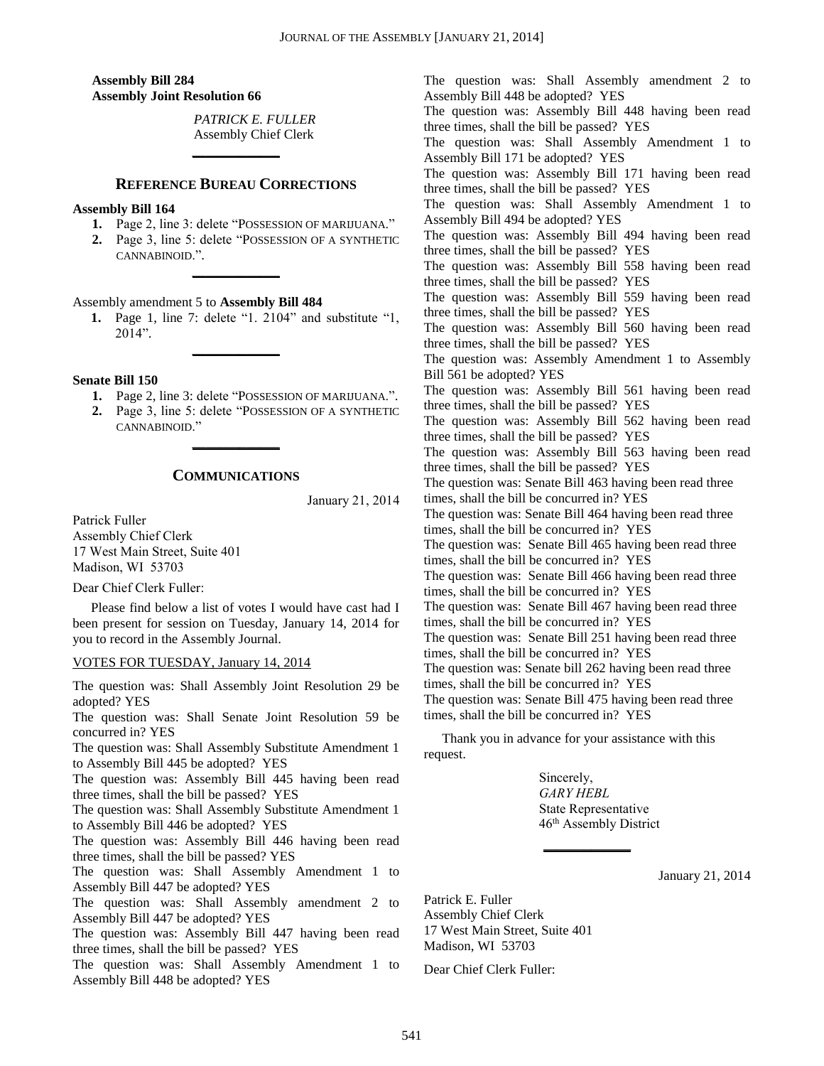**Assembly Bill 284**
**Assembly Joint Resolution 66**

*PATRICK E. FULLER*
Assembly Chief Clerk

## REFERENCE BUREAU CORRECTIONS

**Assembly Bill 164**

1. Page 2, line 3: delete "POSSESSION OF MARIJUANA."
2. Page 3, line 5: delete "POSSESSION OF A SYNTHETIC CANNABINOID.".

Assembly amendment 5 to **Assembly Bill 484**

1. Page 1, line 7: delete "1. 2104" and substitute "1, 2014".

**Senate Bill 150**

1. Page 2, line 3: delete "POSSESSION OF MARIJUANA.".
2. Page 3, line 5: delete "POSSESSION OF A SYNTHETIC CANNABINOID."

## COMMUNICATIONS

January 21, 2014

Patrick Fuller
Assembly Chief Clerk
17 West Main Street, Suite 401
Madison, WI 53703

Dear Chief Clerk Fuller:

Please find below a list of votes I would have cast had I been present for session on Tuesday, January 14, 2014 for you to record in the Assembly Journal.

VOTES FOR TUESDAY, January 14, 2014

The question was: Shall Assembly Joint Resolution 29 be adopted? YES
The question was: Shall Senate Joint Resolution 59 be concurred in? YES
The question was: Shall Assembly Substitute Amendment 1 to Assembly Bill 445 be adopted? YES
The question was: Assembly Bill 445 having been read three times, shall the bill be passed? YES
The question was: Shall Assembly Substitute Amendment 1 to Assembly Bill 446 be adopted? YES
The question was: Assembly Bill 446 having been read three times, shall the bill be passed? YES
The question was: Shall Assembly Amendment 1 to Assembly Bill 447 be adopted? YES
The question was: Shall Assembly amendment 2 to Assembly Bill 447 be adopted? YES
The question was: Assembly Bill 447 having been read three times, shall the bill be passed? YES
The question was: Shall Assembly Amendment 1 to Assembly Bill 448 be adopted? YES
The question was: Shall Assembly amendment 2 to Assembly Bill 448 be adopted? YES
The question was: Assembly Bill 448 having been read three times, shall the bill be passed? YES
The question was: Shall Assembly Amendment 1 to Assembly Bill 171 be adopted? YES
The question was: Assembly Bill 171 having been read three times, shall the bill be passed? YES
The question was: Shall Assembly Amendment 1 to Assembly Bill 494 be adopted? YES
The question was: Assembly Bill 494 having been read three times, shall the bill be passed? YES
The question was: Assembly Bill 558 having been read three times, shall the bill be passed? YES
The question was: Assembly Bill 559 having been read three times, shall the bill be passed? YES
The question was: Assembly Bill 560 having been read three times, shall the bill be passed? YES
The question was: Assembly Amendment 1 to Assembly Bill 561 be adopted? YES
The question was: Assembly Bill 561 having been read three times, shall the bill be passed? YES
The question was: Assembly Bill 562 having been read three times, shall the bill be passed? YES
The question was: Assembly Bill 563 having been read three times, shall the bill be passed? YES
The question was: Senate Bill 463 having been read three times, shall the bill be concurred in? YES
The question was: Senate Bill 464 having been read three times, shall the bill be concurred in? YES
The question was: Senate Bill 465 having been read three times, shall the bill be concurred in? YES
The question was: Senate Bill 466 having been read three times, shall the bill be concurred in? YES
The question was: Senate Bill 467 having been read three times, shall the bill be concurred in? YES
The question was: Senate Bill 251 having been read three times, shall the bill be concurred in? YES
The question was: Senate bill 262 having been read three times, shall the bill be concurred in? YES
The question was: Senate Bill 475 having been read three times, shall the bill be concurred in? YES

Thank you in advance for your assistance with this request.

Sincerely,
*GARY HEBL*
State Representative
46th Assembly District

January 21, 2014

Patrick E. Fuller
Assembly Chief Clerk
17 West Main Street, Suite 401
Madison, WI 53703

Dear Chief Clerk Fuller: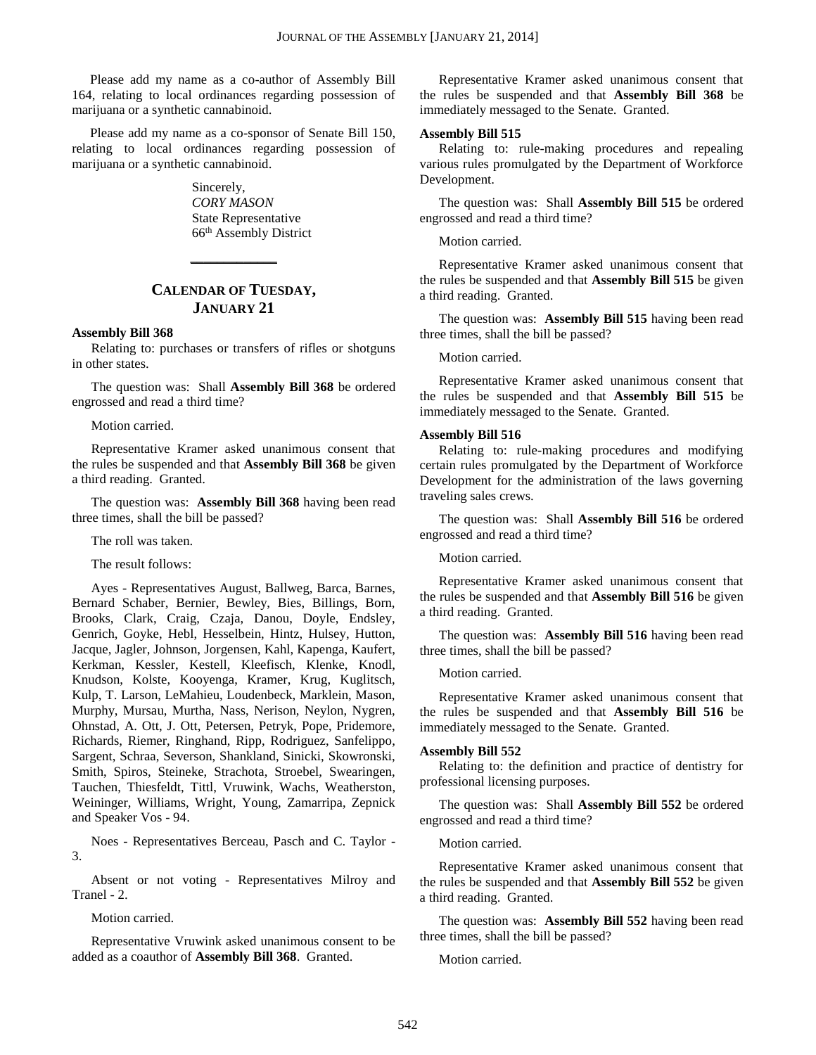Please add my name as a co-author of Assembly Bill 164, relating to local ordinances regarding possession of marijuana or a synthetic cannabinoid.

Please add my name as a co-sponsor of Senate Bill 150, relating to local ordinances regarding possession of marijuana or a synthetic cannabinoid.

Sincerely,
*CORY MASON*
State Representative
66th Assembly District

## CALENDAR OF TUESDAY, JANUARY 21

**Assembly Bill 368**

Relating to: purchases or transfers of rifles or shotguns in other states.

The question was: Shall **Assembly Bill 368** be ordered engrossed and read a third time?

Motion carried.

Representative Kramer asked unanimous consent that the rules be suspended and that **Assembly Bill 368** be given a third reading. Granted.

The question was: **Assembly Bill 368** having been read three times, shall the bill be passed?

The roll was taken.

The result follows:

Ayes - Representatives August, Ballweg, Barca, Barnes, Bernard Schaber, Bernier, Bewley, Bies, Billings, Born, Brooks, Clark, Craig, Czaja, Danou, Doyle, Endsley, Genrich, Goyke, Hebl, Hesselbein, Hintz, Hulsey, Hutton, Jacque, Jagler, Johnson, Jorgensen, Kahl, Kapenga, Kaufert, Kerkman, Kessler, Kestell, Kleefisch, Klenke, Knodl, Knudson, Kolste, Kooyenga, Kramer, Krug, Kuglitsch, Kulp, T. Larson, LeMahieu, Loudenbeck, Marklein, Mason, Murphy, Mursau, Murtha, Nass, Nerison, Neylon, Nygren, Ohnstad, A. Ott, J. Ott, Petersen, Petryk, Pope, Pridemore, Richards, Riemer, Ringhand, Ripp, Rodriguez, Sanfelippo, Sargent, Schraa, Severson, Shankland, Sinicki, Skowronski, Smith, Spiros, Steineke, Strachota, Stroebel, Swearingen, Tauchen, Thiesfeldt, Tittl, Vruwink, Wachs, Weatherston, Weininger, Williams, Wright, Young, Zamarripa, Zepnick and Speaker Vos - 94.

Noes - Representatives Berceau, Pasch and C. Taylor - 3.

Absent or not voting - Representatives Milroy and Tranel - 2.

Motion carried.

Representative Vruwink asked unanimous consent to be added as a coauthor of **Assembly Bill 368**. Granted.

Representative Kramer asked unanimous consent that the rules be suspended and that **Assembly Bill 368** be immediately messaged to the Senate. Granted.

**Assembly Bill 515**

Relating to: rule-making procedures and repealing various rules promulgated by the Department of Workforce Development.

The question was: Shall **Assembly Bill 515** be ordered engrossed and read a third time?

Motion carried.

Representative Kramer asked unanimous consent that the rules be suspended and that **Assembly Bill 515** be given a third reading. Granted.

The question was: **Assembly Bill 515** having been read three times, shall the bill be passed?

Motion carried.

Representative Kramer asked unanimous consent that the rules be suspended and that **Assembly Bill 515** be immediately messaged to the Senate. Granted.

**Assembly Bill 516**

Relating to: rule-making procedures and modifying certain rules promulgated by the Department of Workforce Development for the administration of the laws governing traveling sales crews.

The question was: Shall **Assembly Bill 516** be ordered engrossed and read a third time?

Motion carried.

Representative Kramer asked unanimous consent that the rules be suspended and that **Assembly Bill 516** be given a third reading. Granted.

The question was: **Assembly Bill 516** having been read three times, shall the bill be passed?

Motion carried.

Representative Kramer asked unanimous consent that the rules be suspended and that **Assembly Bill 516** be immediately messaged to the Senate. Granted.

**Assembly Bill 552**

Relating to: the definition and practice of dentistry for professional licensing purposes.

The question was: Shall **Assembly Bill 552** be ordered engrossed and read a third time?

Motion carried.

Representative Kramer asked unanimous consent that the rules be suspended and that **Assembly Bill 552** be given a third reading. Granted.

The question was: **Assembly Bill 552** having been read three times, shall the bill be passed?

Motion carried.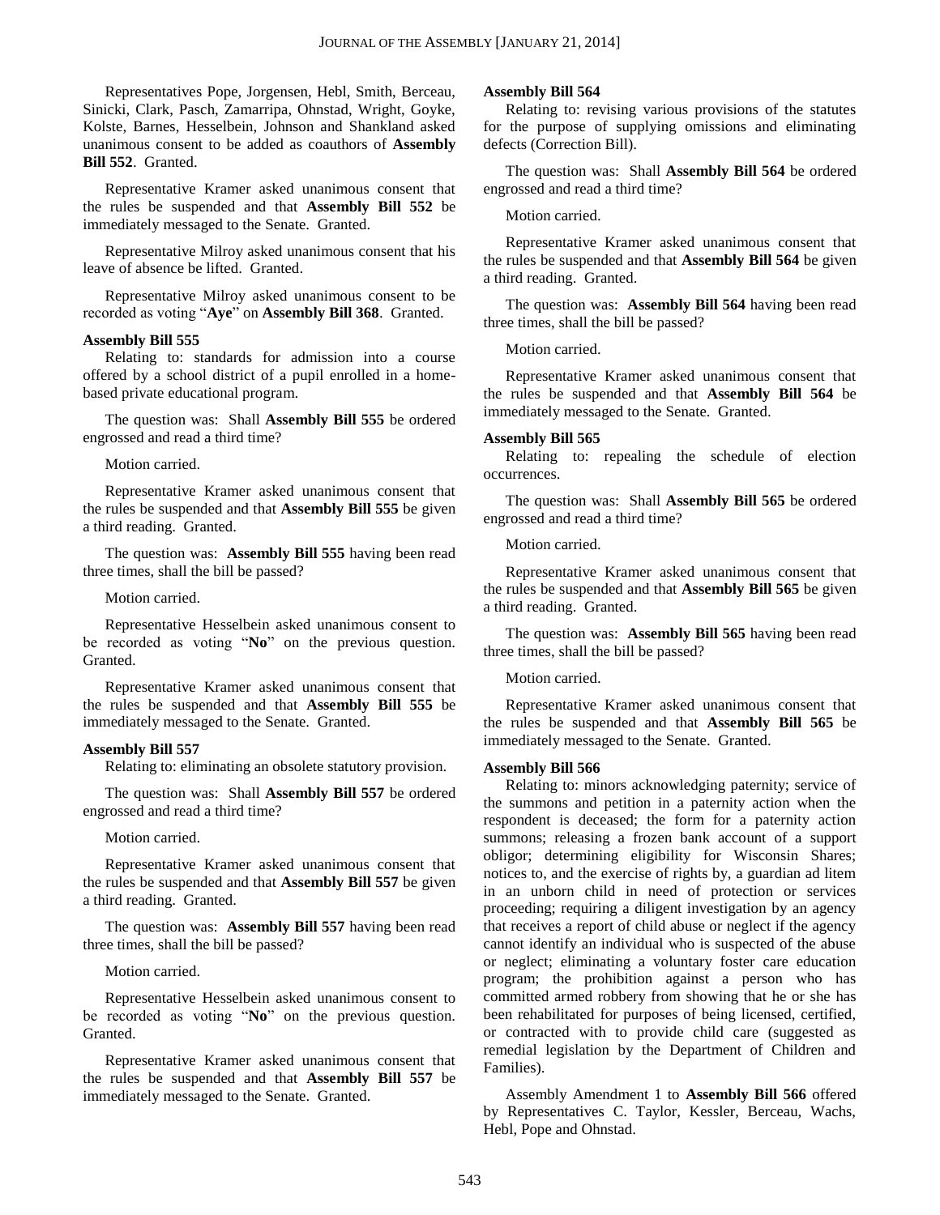Representatives Pope, Jorgensen, Hebl, Smith, Berceau, Sinicki, Clark, Pasch, Zamarripa, Ohnstad, Wright, Goyke, Kolste, Barnes, Hesselbein, Johnson and Shankland asked unanimous consent to be added as coauthors of **Assembly Bill 552**. Granted.

Representative Kramer asked unanimous consent that the rules be suspended and that **Assembly Bill 552** be immediately messaged to the Senate. Granted.

Representative Milroy asked unanimous consent that his leave of absence be lifted. Granted.

Representative Milroy asked unanimous consent to be recorded as voting "**Aye**" on **Assembly Bill 368**. Granted.

**Assembly Bill 555**

Relating to: standards for admission into a course offered by a school district of a pupil enrolled in a home-based private educational program.

The question was: Shall **Assembly Bill 555** be ordered engrossed and read a third time?

Motion carried.

Representative Kramer asked unanimous consent that the rules be suspended and that **Assembly Bill 555** be given a third reading. Granted.

The question was: **Assembly Bill 555** having been read three times, shall the bill be passed?

Motion carried.

Representative Hesselbein asked unanimous consent to be recorded as voting "**No**" on the previous question. Granted.

Representative Kramer asked unanimous consent that the rules be suspended and that **Assembly Bill 555** be immediately messaged to the Senate. Granted.

**Assembly Bill 557**

Relating to: eliminating an obsolete statutory provision.

The question was: Shall **Assembly Bill 557** be ordered engrossed and read a third time?

Motion carried.

Representative Kramer asked unanimous consent that the rules be suspended and that **Assembly Bill 557** be given a third reading. Granted.

The question was: **Assembly Bill 557** having been read three times, shall the bill be passed?

Motion carried.

Representative Hesselbein asked unanimous consent to be recorded as voting "**No**" on the previous question. Granted.

Representative Kramer asked unanimous consent that the rules be suspended and that **Assembly Bill 557** be immediately messaged to the Senate. Granted.

**Assembly Bill 564**

Relating to: revising various provisions of the statutes for the purpose of supplying omissions and eliminating defects (Correction Bill).

The question was: Shall **Assembly Bill 564** be ordered engrossed and read a third time?

Motion carried.

Representative Kramer asked unanimous consent that the rules be suspended and that **Assembly Bill 564** be given a third reading. Granted.

The question was: **Assembly Bill 564** having been read three times, shall the bill be passed?

Motion carried.

Representative Kramer asked unanimous consent that the rules be suspended and that **Assembly Bill 564** be immediately messaged to the Senate. Granted.

**Assembly Bill 565**

Relating to: repealing the schedule of election occurrences.

The question was: Shall **Assembly Bill 565** be ordered engrossed and read a third time?

Motion carried.

Representative Kramer asked unanimous consent that the rules be suspended and that **Assembly Bill 565** be given a third reading. Granted.

The question was: **Assembly Bill 565** having been read three times, shall the bill be passed?

Motion carried.

Representative Kramer asked unanimous consent that the rules be suspended and that **Assembly Bill 565** be immediately messaged to the Senate. Granted.

**Assembly Bill 566**

Relating to: minors acknowledging paternity; service of the summons and petition in a paternity action when the respondent is deceased; the form for a paternity action summons; releasing a frozen bank account of a support obligor; determining eligibility for Wisconsin Shares; notices to, and the exercise of rights by, a guardian ad litem in an unborn child in need of protection or services proceeding; requiring a diligent investigation by an agency that receives a report of child abuse or neglect if the agency cannot identify an individual who is suspected of the abuse or neglect; eliminating a voluntary foster care education program; the prohibition against a person who has committed armed robbery from showing that he or she has been rehabilitated for purposes of being licensed, certified, or contracted with to provide child care (suggested as remedial legislation by the Department of Children and Families).

Assembly Amendment 1 to **Assembly Bill 566** offered by Representatives C. Taylor, Kessler, Berceau, Wachs, Hebl, Pope and Ohnstad.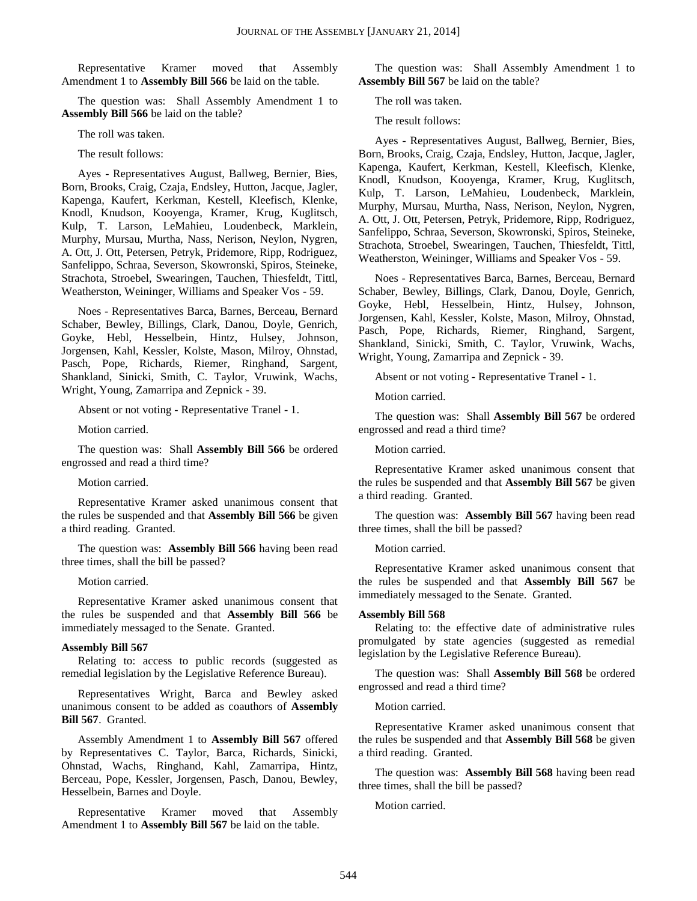Representative Kramer moved that Assembly Amendment 1 to **Assembly Bill 566** be laid on the table.

The question was: Shall Assembly Amendment 1 to **Assembly Bill 566** be laid on the table?

The roll was taken.

The result follows:

Ayes - Representatives August, Ballweg, Bernier, Bies, Born, Brooks, Craig, Czaja, Endsley, Hutton, Jacque, Jagler, Kapenga, Kaufert, Kerkman, Kestell, Kleefisch, Klenke, Knodl, Knudson, Kooyenga, Kramer, Krug, Kuglitsch, Kulp, T. Larson, LeMahieu, Loudenbeck, Marklein, Murphy, Mursau, Murtha, Nass, Nerison, Neylon, Nygren, A. Ott, J. Ott, Petersen, Petryk, Pridemore, Ripp, Rodriguez, Sanfelippo, Schraa, Severson, Skowronski, Spiros, Steineke, Strachota, Stroebel, Swearingen, Tauchen, Thiesfeldt, Tittl, Weatherston, Weininger, Williams and Speaker Vos - 59.

Noes - Representatives Barca, Barnes, Berceau, Bernard Schaber, Bewley, Billings, Clark, Danou, Doyle, Genrich, Goyke, Hebl, Hesselbein, Hintz, Hulsey, Johnson, Jorgensen, Kahl, Kessler, Kolste, Mason, Milroy, Ohnstad, Pasch, Pope, Richards, Riemer, Ringhand, Sargent, Shankland, Sinicki, Smith, C. Taylor, Vruwink, Wachs, Wright, Young, Zamarripa and Zepnick - 39.

Absent or not voting - Representative Tranel - 1.

Motion carried.

The question was: Shall **Assembly Bill 566** be ordered engrossed and read a third time?

Motion carried.

Representative Kramer asked unanimous consent that the rules be suspended and that **Assembly Bill 566** be given a third reading. Granted.

The question was: **Assembly Bill 566** having been read three times, shall the bill be passed?

Motion carried.

Representative Kramer asked unanimous consent that the rules be suspended and that **Assembly Bill 566** be immediately messaged to the Senate. Granted.

**Assembly Bill 567**

Relating to: access to public records (suggested as remedial legislation by the Legislative Reference Bureau).

Representatives Wright, Barca and Bewley asked unanimous consent to be added as coauthors of **Assembly Bill 567**. Granted.

Assembly Amendment 1 to **Assembly Bill 567** offered by Representatives C. Taylor, Barca, Richards, Sinicki, Ohnstad, Wachs, Ringhand, Kahl, Zamarripa, Hintz, Berceau, Pope, Kessler, Jorgensen, Pasch, Danou, Bewley, Hesselbein, Barnes and Doyle.

Representative Kramer moved that Assembly Amendment 1 to **Assembly Bill 567** be laid on the table.

The question was: Shall Assembly Amendment 1 to **Assembly Bill 567** be laid on the table?

The roll was taken.

The result follows:

Ayes - Representatives August, Ballweg, Bernier, Bies, Born, Brooks, Craig, Czaja, Endsley, Hutton, Jacque, Jagler, Kapenga, Kaufert, Kerkman, Kestell, Kleefisch, Klenke, Knodl, Knudson, Kooyenga, Kramer, Krug, Kuglitsch, Kulp, T. Larson, LeMahieu, Loudenbeck, Marklein, Murphy, Mursau, Murtha, Nass, Nerison, Neylon, Nygren, A. Ott, J. Ott, Petersen, Petryk, Pridemore, Ripp, Rodriguez, Sanfelippo, Schraa, Severson, Skowronski, Spiros, Steineke, Strachota, Stroebel, Swearingen, Tauchen, Thiesfeldt, Tittl, Weatherston, Weininger, Williams and Speaker Vos - 59.

Noes - Representatives Barca, Barnes, Berceau, Bernard Schaber, Bewley, Billings, Clark, Danou, Doyle, Genrich, Goyke, Hebl, Hesselbein, Hintz, Hulsey, Johnson, Jorgensen, Kahl, Kessler, Kolste, Mason, Milroy, Ohnstad, Pasch, Pope, Richards, Riemer, Ringhand, Sargent, Shankland, Sinicki, Smith, C. Taylor, Vruwink, Wachs, Wright, Young, Zamarripa and Zepnick - 39.

Absent or not voting - Representative Tranel - 1.

Motion carried.

The question was: Shall **Assembly Bill 567** be ordered engrossed and read a third time?

Motion carried.

Representative Kramer asked unanimous consent that the rules be suspended and that **Assembly Bill 567** be given a third reading. Granted.

The question was: **Assembly Bill 567** having been read three times, shall the bill be passed?

Motion carried.

Representative Kramer asked unanimous consent that the rules be suspended and that **Assembly Bill 567** be immediately messaged to the Senate. Granted.

**Assembly Bill 568**

Relating to: the effective date of administrative rules promulgated by state agencies (suggested as remedial legislation by the Legislative Reference Bureau).

The question was: Shall **Assembly Bill 568** be ordered engrossed and read a third time?

Motion carried.

Representative Kramer asked unanimous consent that the rules be suspended and that **Assembly Bill 568** be given a third reading. Granted.

The question was: **Assembly Bill 568** having been read three times, shall the bill be passed?

Motion carried.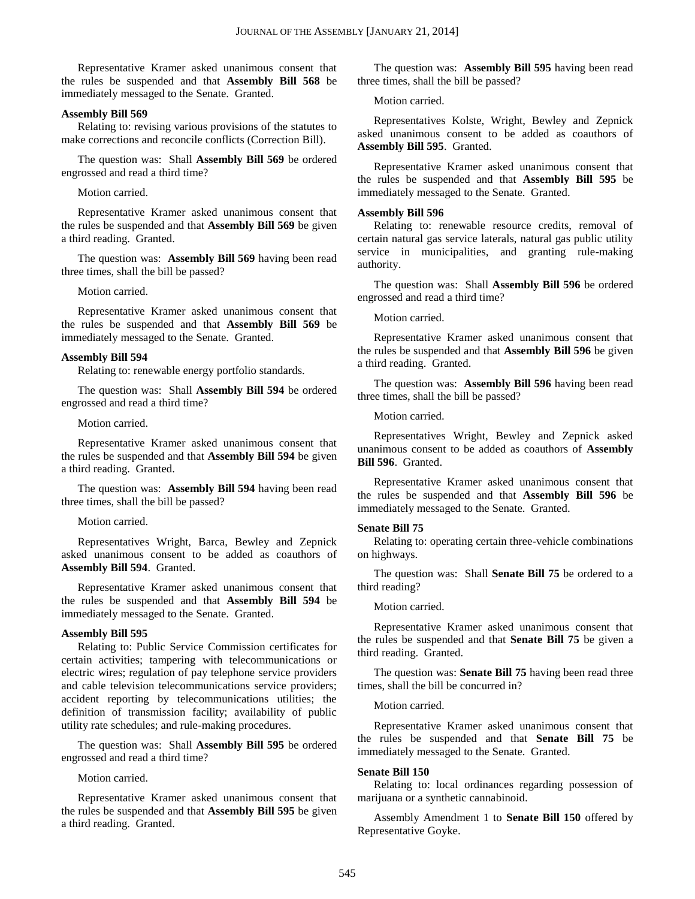Representative Kramer asked unanimous consent that the rules be suspended and that **Assembly Bill 568** be immediately messaged to the Senate. Granted.

**Assembly Bill 569**

Relating to: revising various provisions of the statutes to make corrections and reconcile conflicts (Correction Bill).

The question was: Shall **Assembly Bill 569** be ordered engrossed and read a third time?

Motion carried.

Representative Kramer asked unanimous consent that the rules be suspended and that **Assembly Bill 569** be given a third reading. Granted.

The question was: **Assembly Bill 569** having been read three times, shall the bill be passed?

Motion carried.

Representative Kramer asked unanimous consent that the rules be suspended and that **Assembly Bill 569** be immediately messaged to the Senate. Granted.

**Assembly Bill 594**

Relating to: renewable energy portfolio standards.

The question was: Shall **Assembly Bill 594** be ordered engrossed and read a third time?

Motion carried.

Representative Kramer asked unanimous consent that the rules be suspended and that **Assembly Bill 594** be given a third reading. Granted.

The question was: **Assembly Bill 594** having been read three times, shall the bill be passed?

Motion carried.

Representatives Wright, Barca, Bewley and Zepnick asked unanimous consent to be added as coauthors of **Assembly Bill 594**. Granted.

Representative Kramer asked unanimous consent that the rules be suspended and that **Assembly Bill 594** be immediately messaged to the Senate. Granted.

**Assembly Bill 595**

Relating to: Public Service Commission certificates for certain activities; tampering with telecommunications or electric wires; regulation of pay telephone service providers and cable television telecommunications service providers; accident reporting by telecommunications utilities; the definition of transmission facility; availability of public utility rate schedules; and rule-making procedures.

The question was: Shall **Assembly Bill 595** be ordered engrossed and read a third time?

Motion carried.

Representative Kramer asked unanimous consent that the rules be suspended and that **Assembly Bill 595** be given a third reading. Granted.

The question was: **Assembly Bill 595** having been read three times, shall the bill be passed?

Motion carried.

Representatives Kolste, Wright, Bewley and Zepnick asked unanimous consent to be added as coauthors of **Assembly Bill 595**. Granted.

Representative Kramer asked unanimous consent that the rules be suspended and that **Assembly Bill 595** be immediately messaged to the Senate. Granted.

**Assembly Bill 596**

Relating to: renewable resource credits, removal of certain natural gas service laterals, natural gas public utility service in municipalities, and granting rule-making authority.

The question was: Shall **Assembly Bill 596** be ordered engrossed and read a third time?

Motion carried.

Representative Kramer asked unanimous consent that the rules be suspended and that **Assembly Bill 596** be given a third reading. Granted.

The question was: **Assembly Bill 596** having been read three times, shall the bill be passed?

Motion carried.

Representatives Wright, Bewley and Zepnick asked unanimous consent to be added as coauthors of **Assembly Bill 596**. Granted.

Representative Kramer asked unanimous consent that the rules be suspended and that **Assembly Bill 596** be immediately messaged to the Senate. Granted.

**Senate Bill 75**

Relating to: operating certain three-vehicle combinations on highways.

The question was: Shall **Senate Bill 75** be ordered to a third reading?

Motion carried.

Representative Kramer asked unanimous consent that the rules be suspended and that **Senate Bill 75** be given a third reading. Granted.

The question was: **Senate Bill 75** having been read three times, shall the bill be concurred in?

Motion carried.

Representative Kramer asked unanimous consent that the rules be suspended and that **Senate Bill 75** be immediately messaged to the Senate. Granted.

**Senate Bill 150**

Relating to: local ordinances regarding possession of marijuana or a synthetic cannabinoid.

Assembly Amendment 1 to **Senate Bill 150** offered by Representative Goyke.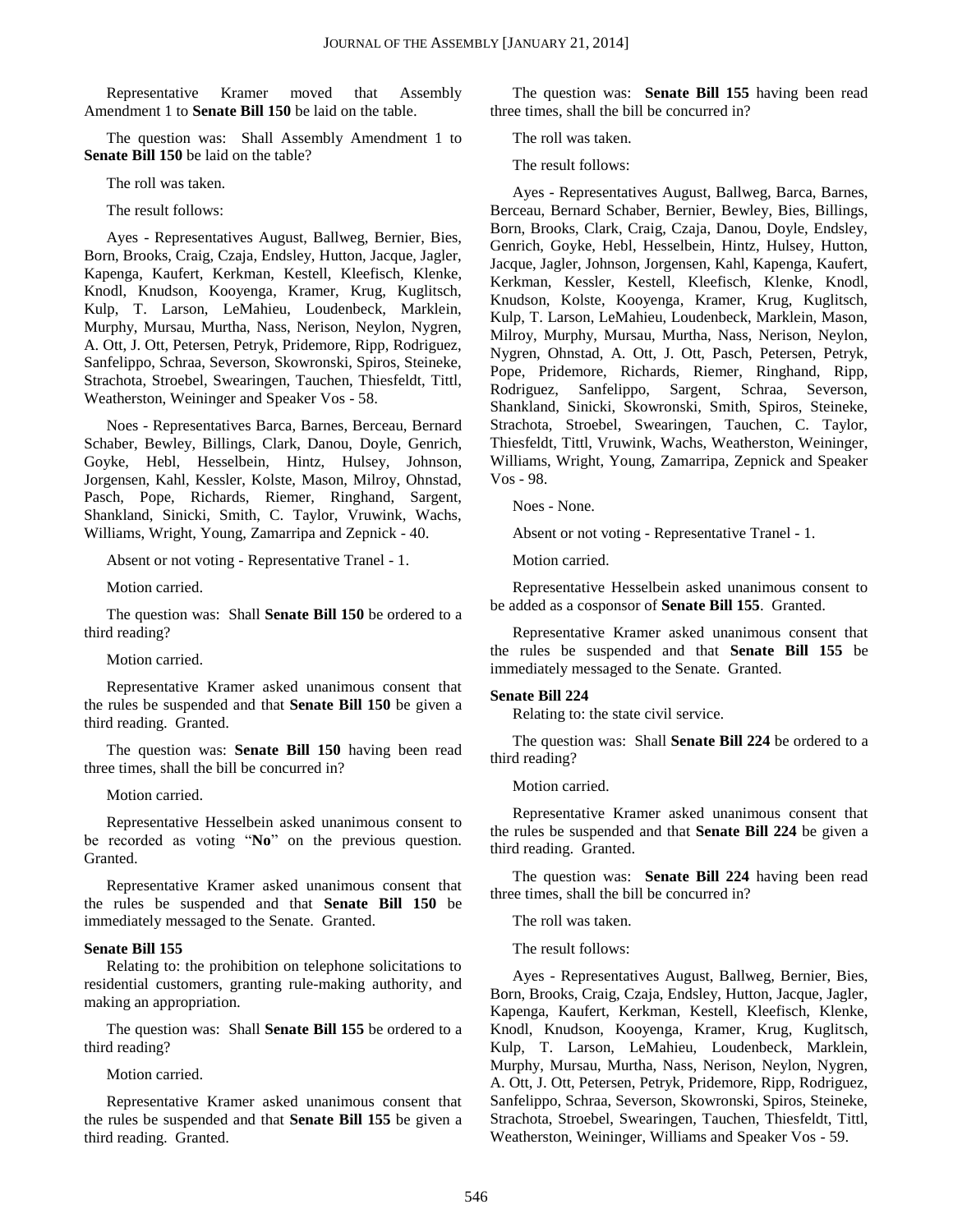Representative Kramer moved that Assembly Amendment 1 to **Senate Bill 150** be laid on the table.

The question was: Shall Assembly Amendment 1 to **Senate Bill 150** be laid on the table?

The roll was taken.

The result follows:

Ayes - Representatives August, Ballweg, Bernier, Bies, Born, Brooks, Craig, Czaja, Endsley, Hutton, Jacque, Jagler, Kapenga, Kaufert, Kerkman, Kestell, Kleefisch, Klenke, Knodl, Knudson, Kooyenga, Kramer, Krug, Kuglitsch, Kulp, T. Larson, LeMahieu, Loudenbeck, Marklein, Murphy, Mursau, Murtha, Nass, Nerison, Neylon, Nygren, A. Ott, J. Ott, Petersen, Petryk, Pridemore, Ripp, Rodriguez, Sanfelippo, Schraa, Severson, Skowronski, Spiros, Steineke, Strachota, Stroebel, Swearingen, Tauchen, Thiesfeldt, Tittl, Weatherston, Weininger and Speaker Vos - 58.

Noes - Representatives Barca, Barnes, Berceau, Bernard Schaber, Bewley, Billings, Clark, Danou, Doyle, Genrich, Goyke, Hebl, Hesselbein, Hintz, Hulsey, Johnson, Jorgensen, Kahl, Kessler, Kolste, Mason, Milroy, Ohnstad, Pasch, Pope, Richards, Riemer, Ringhand, Sargent, Shankland, Sinicki, Smith, C. Taylor, Vruwink, Wachs, Williams, Wright, Young, Zamarripa and Zepnick - 40.

Absent or not voting - Representative Tranel - 1.

Motion carried.

The question was: Shall **Senate Bill 150** be ordered to a third reading?

Motion carried.

Representative Kramer asked unanimous consent that the rules be suspended and that **Senate Bill 150** be given a third reading. Granted.

The question was: **Senate Bill 150** having been read three times, shall the bill be concurred in?

Motion carried.

Representative Hesselbein asked unanimous consent to be recorded as voting "**No**" on the previous question. Granted.

Representative Kramer asked unanimous consent that the rules be suspended and that **Senate Bill 150** be immediately messaged to the Senate. Granted.

**Senate Bill 155**

Relating to: the prohibition on telephone solicitations to residential customers, granting rule-making authority, and making an appropriation.

The question was: Shall **Senate Bill 155** be ordered to a third reading?

Motion carried.

Representative Kramer asked unanimous consent that the rules be suspended and that **Senate Bill 155** be given a third reading. Granted.

The question was: **Senate Bill 155** having been read three times, shall the bill be concurred in?

The roll was taken.

The result follows:

Ayes - Representatives August, Ballweg, Barca, Barnes, Berceau, Bernard Schaber, Bernier, Bewley, Bies, Billings, Born, Brooks, Clark, Craig, Czaja, Danou, Doyle, Endsley, Genrich, Goyke, Hebl, Hesselbein, Hintz, Hulsey, Hutton, Jacque, Jagler, Johnson, Jorgensen, Kahl, Kapenga, Kaufert, Kerkman, Kessler, Kestell, Kleefisch, Klenke, Knodl, Knudson, Kolste, Kooyenga, Kramer, Krug, Kuglitsch, Kulp, T. Larson, LeMahieu, Loudenbeck, Marklein, Mason, Milroy, Murphy, Mursau, Murtha, Nass, Nerison, Neylon, Nygren, Ohnstad, A. Ott, J. Ott, Pasch, Petersen, Petryk, Pope, Pridemore, Richards, Riemer, Ringhand, Ripp, Rodriguez, Sanfelippo, Sargent, Schraa, Severson, Shankland, Sinicki, Skowronski, Smith, Spiros, Steineke, Strachota, Stroebel, Swearingen, Tauchen, C. Taylor, Thiesfeldt, Tittl, Vruwink, Wachs, Weatherston, Weininger, Williams, Wright, Young, Zamarripa, Zepnick and Speaker Vos - 98.

Noes - None.

Absent or not voting - Representative Tranel - 1.

Motion carried.

Representative Hesselbein asked unanimous consent to be added as a cosponsor of **Senate Bill 155**. Granted.

Representative Kramer asked unanimous consent that the rules be suspended and that **Senate Bill 155** be immediately messaged to the Senate. Granted.

**Senate Bill 224**

Relating to: the state civil service.

The question was: Shall **Senate Bill 224** be ordered to a third reading?

Motion carried.

Representative Kramer asked unanimous consent that the rules be suspended and that **Senate Bill 224** be given a third reading. Granted.

The question was: **Senate Bill 224** having been read three times, shall the bill be concurred in?

The roll was taken.

The result follows:

Ayes - Representatives August, Ballweg, Bernier, Bies, Born, Brooks, Craig, Czaja, Endsley, Hutton, Jacque, Jagler, Kapenga, Kaufert, Kerkman, Kestell, Kleefisch, Klenke, Knodl, Knudson, Kooyenga, Kramer, Krug, Kuglitsch, Kulp, T. Larson, LeMahieu, Loudenbeck, Marklein, Murphy, Mursau, Murtha, Nass, Nerison, Neylon, Nygren, A. Ott, J. Ott, Petersen, Petryk, Pridemore, Ripp, Rodriguez, Sanfelippo, Schraa, Severson, Skowronski, Spiros, Steineke, Strachota, Stroebel, Swearingen, Tauchen, Thiesfeldt, Tittl, Weatherston, Weininger, Williams and Speaker Vos - 59.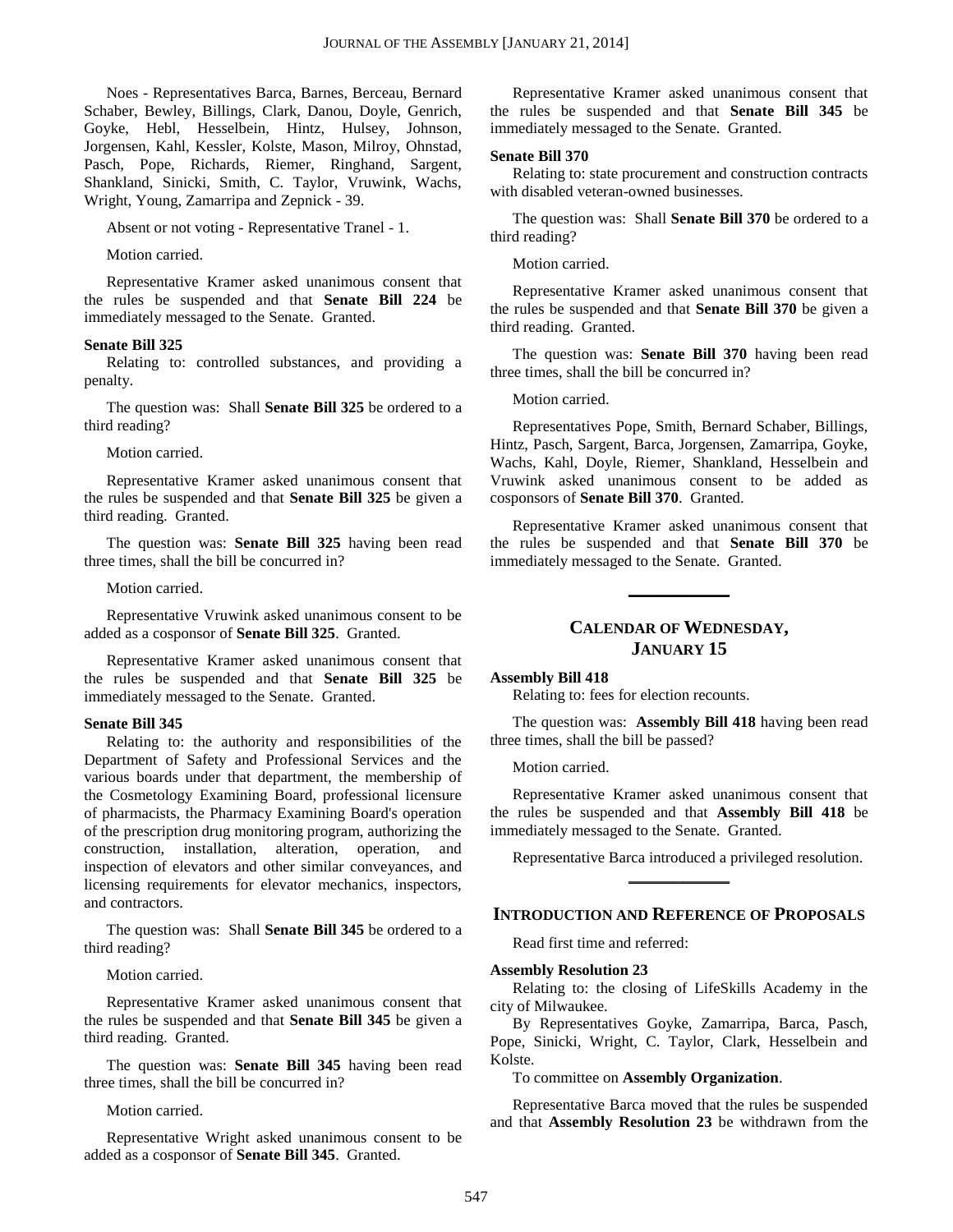Noes - Representatives Barca, Barnes, Berceau, Bernard Schaber, Bewley, Billings, Clark, Danou, Doyle, Genrich, Goyke, Hebl, Hesselbein, Hintz, Hulsey, Johnson, Jorgensen, Kahl, Kessler, Kolste, Mason, Milroy, Ohnstad, Pasch, Pope, Richards, Riemer, Ringhand, Sargent, Shankland, Sinicki, Smith, C. Taylor, Vruwink, Wachs, Wright, Young, Zamarripa and Zepnick - 39.

Absent or not voting - Representative Tranel - 1.

Motion carried.

Representative Kramer asked unanimous consent that the rules be suspended and that **Senate Bill 224** be immediately messaged to the Senate. Granted.

**Senate Bill 325**

Relating to: controlled substances, and providing a penalty.

The question was: Shall **Senate Bill 325** be ordered to a third reading?

Motion carried.

Representative Kramer asked unanimous consent that the rules be suspended and that **Senate Bill 325** be given a third reading. Granted.

The question was: **Senate Bill 325** having been read three times, shall the bill be concurred in?

Motion carried.

Representative Vruwink asked unanimous consent to be added as a cosponsor of **Senate Bill 325**. Granted.

Representative Kramer asked unanimous consent that the rules be suspended and that **Senate Bill 325** be immediately messaged to the Senate. Granted.

**Senate Bill 345**

Relating to: the authority and responsibilities of the Department of Safety and Professional Services and the various boards under that department, the membership of the Cosmetology Examining Board, professional licensure of pharmacists, the Pharmacy Examining Board's operation of the prescription drug monitoring program, authorizing the construction, installation, alteration, operation, and inspection of elevators and other similar conveyances, and licensing requirements for elevator mechanics, inspectors, and contractors.

The question was: Shall **Senate Bill 345** be ordered to a third reading?

Motion carried.

Representative Kramer asked unanimous consent that the rules be suspended and that **Senate Bill 345** be given a third reading. Granted.

The question was: **Senate Bill 345** having been read three times, shall the bill be concurred in?

Motion carried.

Representative Wright asked unanimous consent to be added as a cosponsor of **Senate Bill 345**. Granted.

Representative Kramer asked unanimous consent that the rules be suspended and that **Senate Bill 345** be immediately messaged to the Senate. Granted.

**Senate Bill 370**

Relating to: state procurement and construction contracts with disabled veteran-owned businesses.

The question was: Shall **Senate Bill 370** be ordered to a third reading?

Motion carried.

Representative Kramer asked unanimous consent that the rules be suspended and that **Senate Bill 370** be given a third reading. Granted.

The question was: **Senate Bill 370** having been read three times, shall the bill be concurred in?

Motion carried.

Representatives Pope, Smith, Bernard Schaber, Billings, Hintz, Pasch, Sargent, Barca, Jorgensen, Zamarripa, Goyke, Wachs, Kahl, Doyle, Riemer, Shankland, Hesselbein and Vruwink asked unanimous consent to be added as cosponsors of **Senate Bill 370**. Granted.

Representative Kramer asked unanimous consent that the rules be suspended and that **Senate Bill 370** be immediately messaged to the Senate. Granted.

## CALENDAR OF WEDNESDAY, JANUARY 15

**Assembly Bill 418**

Relating to: fees for election recounts.

The question was: **Assembly Bill 418** having been read three times, shall the bill be passed?

Motion carried.

Representative Kramer asked unanimous consent that the rules be suspended and that **Assembly Bill 418** be immediately messaged to the Senate. Granted.

Representative Barca introduced a privileged resolution.

## INTRODUCTION AND REFERENCE OF PROPOSALS

Read first time and referred:

**Assembly Resolution 23**

Relating to: the closing of LifeSkills Academy in the city of Milwaukee.

By Representatives Goyke, Zamarripa, Barca, Pasch, Pope, Sinicki, Wright, C. Taylor, Clark, Hesselbein and Kolste.

To committee on **Assembly Organization**.

Representative Barca moved that the rules be suspended and that **Assembly Resolution 23** be withdrawn from the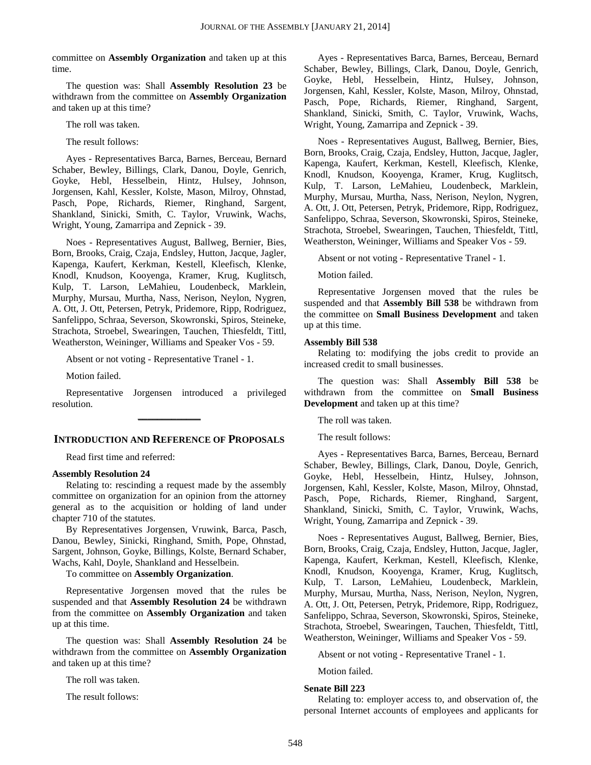committee on **Assembly Organization** and taken up at this time.

The question was: Shall **Assembly Resolution 23** be withdrawn from the committee on **Assembly Organization** and taken up at this time?

The roll was taken.

The result follows:

Ayes - Representatives Barca, Barnes, Berceau, Bernard Schaber, Bewley, Billings, Clark, Danou, Doyle, Genrich, Goyke, Hebl, Hesselbein, Hintz, Hulsey, Johnson, Jorgensen, Kahl, Kessler, Kolste, Mason, Milroy, Ohnstad, Pasch, Pope, Richards, Riemer, Ringhand, Sargent, Shankland, Sinicki, Smith, C. Taylor, Vruwink, Wachs, Wright, Young, Zamarripa and Zepnick - 39.

Noes - Representatives August, Ballweg, Bernier, Bies, Born, Brooks, Craig, Czaja, Endsley, Hutton, Jacque, Jagler, Kapenga, Kaufert, Kerkman, Kestell, Kleefisch, Klenke, Knodl, Knudson, Kooyenga, Kramer, Krug, Kuglitsch, Kulp, T. Larson, LeMahieu, Loudenbeck, Marklein, Murphy, Mursau, Murtha, Nass, Nerison, Neylon, Nygren, A. Ott, J. Ott, Petersen, Petryk, Pridemore, Ripp, Rodriguez, Sanfelippo, Schraa, Severson, Skowronski, Spiros, Steineke, Strachota, Stroebel, Swearingen, Tauchen, Thiesfeldt, Tittl, Weatherston, Weininger, Williams and Speaker Vos - 59.

Absent or not voting - Representative Tranel - 1.

Motion failed.

Representative Jorgensen introduced a privileged resolution.

## Introduction and Reference of Proposals

Read first time and referred:

**Assembly Resolution 24**

Relating to: rescinding a request made by the assembly committee on organization for an opinion from the attorney general as to the acquisition or holding of land under chapter 710 of the statutes.

By Representatives Jorgensen, Vruwink, Barca, Pasch, Danou, Bewley, Sinicki, Ringhand, Smith, Pope, Ohnstad, Sargent, Johnson, Goyke, Billings, Kolste, Bernard Schaber, Wachs, Kahl, Doyle, Shankland and Hesselbein.

To committee on **Assembly Organization**.

Representative Jorgensen moved that the rules be suspended and that **Assembly Resolution 24** be withdrawn from the committee on **Assembly Organization** and taken up at this time.

The question was: Shall **Assembly Resolution 24** be withdrawn from the committee on **Assembly Organization** and taken up at this time?

The roll was taken.

The result follows:

Ayes - Representatives Barca, Barnes, Berceau, Bernard Schaber, Bewley, Billings, Clark, Danou, Doyle, Genrich, Goyke, Hebl, Hesselbein, Hintz, Hulsey, Johnson, Jorgensen, Kahl, Kessler, Kolste, Mason, Milroy, Ohnstad, Pasch, Pope, Richards, Riemer, Ringhand, Sargent, Shankland, Sinicki, Smith, C. Taylor, Vruwink, Wachs, Wright, Young, Zamarripa and Zepnick - 39.

Noes - Representatives August, Ballweg, Bernier, Bies, Born, Brooks, Craig, Czaja, Endsley, Hutton, Jacque, Jagler, Kapenga, Kaufert, Kerkman, Kestell, Kleefisch, Klenke, Knodl, Knudson, Kooyenga, Kramer, Krug, Kuglitsch, Kulp, T. Larson, LeMahieu, Loudenbeck, Marklein, Murphy, Mursau, Murtha, Nass, Nerison, Neylon, Nygren, A. Ott, J. Ott, Petersen, Petryk, Pridemore, Ripp, Rodriguez, Sanfelippo, Schraa, Severson, Skowronski, Spiros, Steineke, Strachota, Stroebel, Swearingen, Tauchen, Thiesfeldt, Tittl, Weatherston, Weininger, Williams and Speaker Vos - 59.

Absent or not voting - Representative Tranel - 1.

Motion failed.

Representative Jorgensen moved that the rules be suspended and that **Assembly Bill 538** be withdrawn from the committee on **Small Business Development** and taken up at this time.

**Assembly Bill 538**

Relating to: modifying the jobs credit to provide an increased credit to small businesses.

The question was: Shall **Assembly Bill 538** be withdrawn from the committee on **Small Business Development** and taken up at this time?

The roll was taken.

The result follows:

Ayes - Representatives Barca, Barnes, Berceau, Bernard Schaber, Bewley, Billings, Clark, Danou, Doyle, Genrich, Goyke, Hebl, Hesselbein, Hintz, Hulsey, Johnson, Jorgensen, Kahl, Kessler, Kolste, Mason, Milroy, Ohnstad, Pasch, Pope, Richards, Riemer, Ringhand, Sargent, Shankland, Sinicki, Smith, C. Taylor, Vruwink, Wachs, Wright, Young, Zamarripa and Zepnick - 39.

Noes - Representatives August, Ballweg, Bernier, Bies, Born, Brooks, Craig, Czaja, Endsley, Hutton, Jacque, Jagler, Kapenga, Kaufert, Kerkman, Kestell, Kleefisch, Klenke, Knodl, Knudson, Kooyenga, Kramer, Krug, Kuglitsch, Kulp, T. Larson, LeMahieu, Loudenbeck, Marklein, Murphy, Mursau, Murtha, Nass, Nerison, Neylon, Nygren, A. Ott, J. Ott, Petersen, Petryk, Pridemore, Ripp, Rodriguez, Sanfelippo, Schraa, Severson, Skowronski, Spiros, Steineke, Strachota, Stroebel, Swearingen, Tauchen, Thiesfeldt, Tittl, Weatherston, Weininger, Williams and Speaker Vos - 59.

Absent or not voting - Representative Tranel - 1.

Motion failed.

**Senate Bill 223**

Relating to: employer access to, and observation of, the personal Internet accounts of employees and applicants for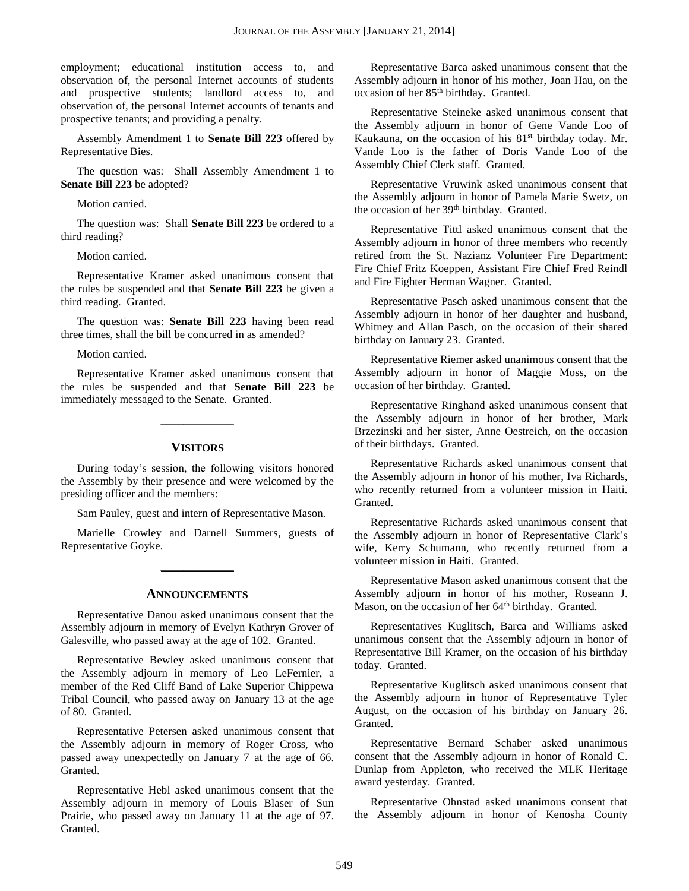employment; educational institution access to, and observation of, the personal Internet accounts of students and prospective students; landlord access to, and observation of, the personal Internet accounts of tenants and prospective tenants; and providing a penalty.

Assembly Amendment 1 to **Senate Bill 223** offered by Representative Bies.

The question was: Shall Assembly Amendment 1 to **Senate Bill 223** be adopted?

Motion carried.

The question was: Shall **Senate Bill 223** be ordered to a third reading?

Motion carried.

Representative Kramer asked unanimous consent that the rules be suspended and that **Senate Bill 223** be given a third reading. Granted.

The question was: **Senate Bill 223** having been read three times, shall the bill be concurred in as amended?

Motion carried.

Representative Kramer asked unanimous consent that the rules be suspended and that **Senate Bill 223** be immediately messaged to the Senate. Granted.

## VISITORS

During today's session, the following visitors honored the Assembly by their presence and were welcomed by the presiding officer and the members:

Sam Pauley, guest and intern of Representative Mason.

Marielle Crowley and Darnell Summers, guests of Representative Goyke.

## ANNOUNCEMENTS

Representative Danou asked unanimous consent that the Assembly adjourn in memory of Evelyn Kathryn Grover of Galesville, who passed away at the age of 102. Granted.

Representative Bewley asked unanimous consent that the Assembly adjourn in memory of Leo LeFernier, a member of the Red Cliff Band of Lake Superior Chippewa Tribal Council, who passed away on January 13 at the age of 80. Granted.

Representative Petersen asked unanimous consent that the Assembly adjourn in memory of Roger Cross, who passed away unexpectedly on January 7 at the age of 66. Granted.

Representative Hebl asked unanimous consent that the Assembly adjourn in memory of Louis Blaser of Sun Prairie, who passed away on January 11 at the age of 97. Granted.

Representative Barca asked unanimous consent that the Assembly adjourn in honor of his mother, Joan Hau, on the occasion of her 85th birthday. Granted.

Representative Steineke asked unanimous consent that the Assembly adjourn in honor of Gene Vande Loo of Kaukauna, on the occasion of his 81st birthday today. Mr. Vande Loo is the father of Doris Vande Loo of the Assembly Chief Clerk staff. Granted.

Representative Vruwink asked unanimous consent that the Assembly adjourn in honor of Pamela Marie Swetz, on the occasion of her 39th birthday. Granted.

Representative Tittl asked unanimous consent that the Assembly adjourn in honor of three members who recently retired from the St. Nazianz Volunteer Fire Department: Fire Chief Fritz Koeppen, Assistant Fire Chief Fred Reindl and Fire Fighter Herman Wagner. Granted.

Representative Pasch asked unanimous consent that the Assembly adjourn in honor of her daughter and husband, Whitney and Allan Pasch, on the occasion of their shared birthday on January 23. Granted.

Representative Riemer asked unanimous consent that the Assembly adjourn in honor of Maggie Moss, on the occasion of her birthday. Granted.

Representative Ringhand asked unanimous consent that the Assembly adjourn in honor of her brother, Mark Brzezinski and her sister, Anne Oestreich, on the occasion of their birthdays. Granted.

Representative Richards asked unanimous consent that the Assembly adjourn in honor of his mother, Iva Richards, who recently returned from a volunteer mission in Haiti. Granted.

Representative Richards asked unanimous consent that the Assembly adjourn in honor of Representative Clark's wife, Kerry Schumann, who recently returned from a volunteer mission in Haiti. Granted.

Representative Mason asked unanimous consent that the Assembly adjourn in honor of his mother, Roseann J. Mason, on the occasion of her 64th birthday. Granted.

Representatives Kuglitsch, Barca and Williams asked unanimous consent that the Assembly adjourn in honor of Representative Bill Kramer, on the occasion of his birthday today. Granted.

Representative Kuglitsch asked unanimous consent that the Assembly adjourn in honor of Representative Tyler August, on the occasion of his birthday on January 26. Granted.

Representative Bernard Schaber asked unanimous consent that the Assembly adjourn in honor of Ronald C. Dunlap from Appleton, who received the MLK Heritage award yesterday. Granted.

Representative Ohnstad asked unanimous consent that the Assembly adjourn in honor of Kenosha County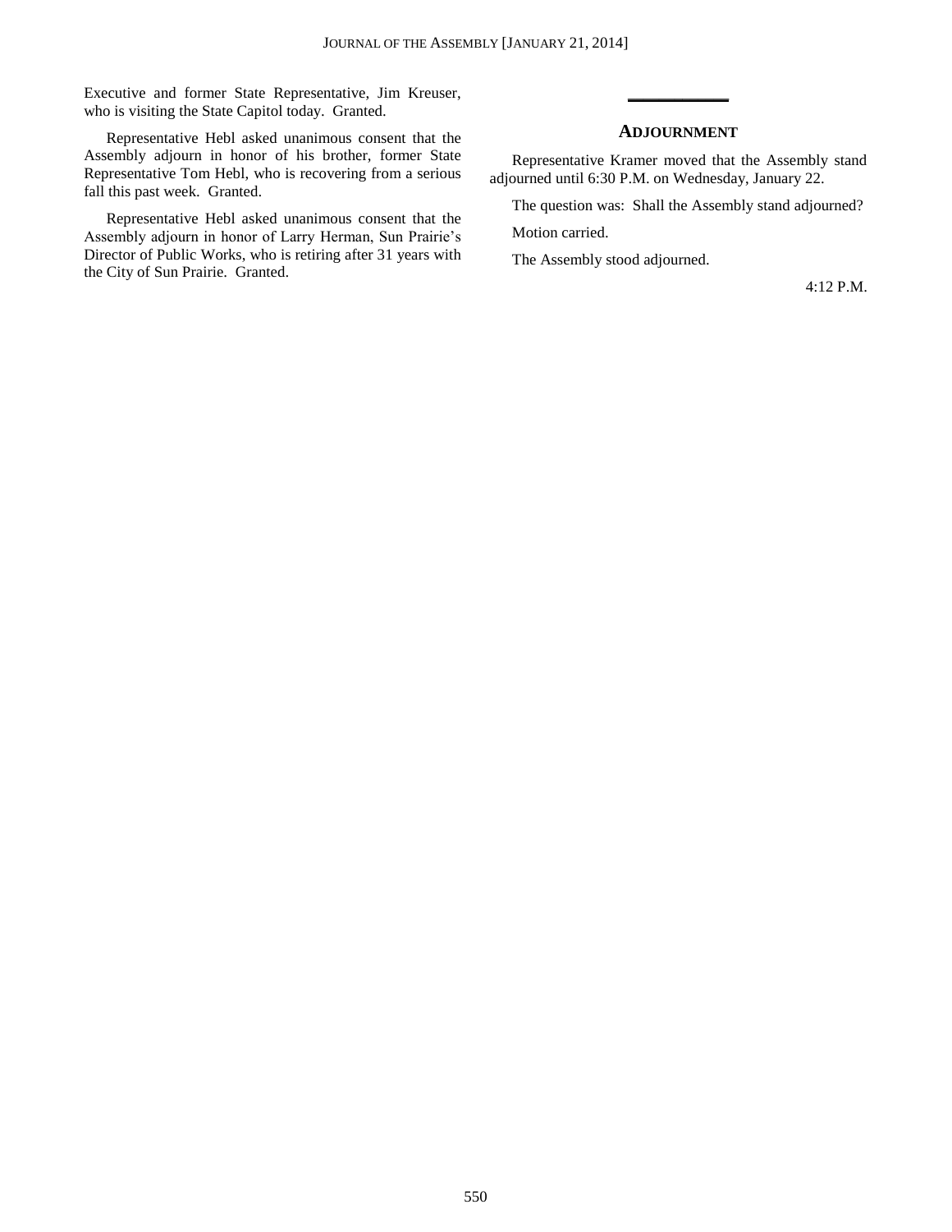Executive and former State Representative, Jim Kreuser, who is visiting the State Capitol today. Granted.

Representative Hebl asked unanimous consent that the Assembly adjourn in honor of his brother, former State Representative Tom Hebl, who is recovering from a serious fall this past week. Granted.

Representative Hebl asked unanimous consent that the Assembly adjourn in honor of Larry Herman, Sun Prairie's Director of Public Works, who is retiring after 31 years with the City of Sun Prairie. Granted.

---

## ADJOURNMENT

Representative Kramer moved that the Assembly stand adjourned until 6:30 P.M. on Wednesday, January 22.

The question was: Shall the Assembly stand adjourned?

Motion carried.

The Assembly stood adjourned.

4:12 P.M.